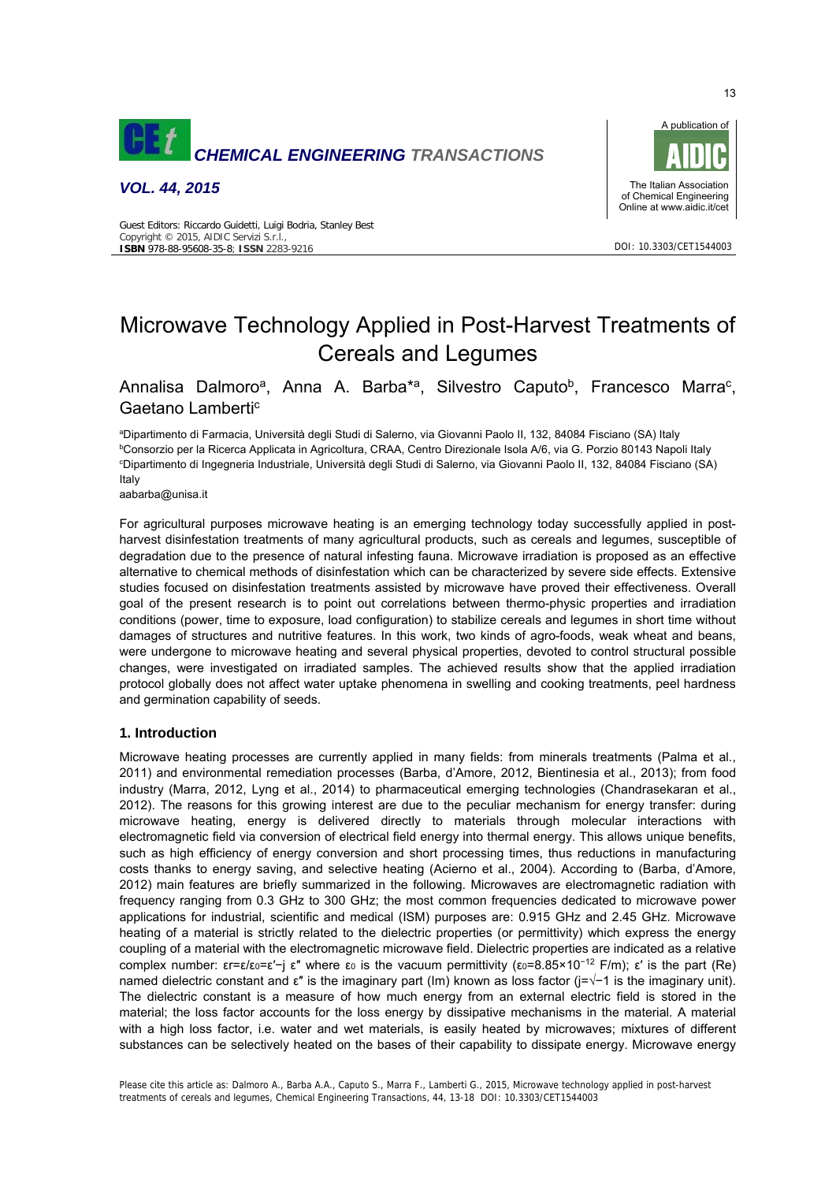# Microwave Technology Applied in Post-Harvest Treatments of Cereals and Legumes

Annalisa Dalmoro[a], Anna A. Barba*[a], Silvestro Caputo[b], Francesco Marra[c], Gaetano Lamberti[c]

[a]Dipartimento di Farmacia, Università degli Studi di Salerno, via Giovanni Paolo II, 132, 84084 Fisciano (SA) Italy
[b]Consorzio per la Ricerca Applicata in Agricoltura, CRAA, Centro Direzionale Isola A/6, via G. Porzio 80143 Napoli Italy
[c]Dipartimento di Ingegneria Industriale, Università degli Studi di Salerno, via Giovanni Paolo II, 132, 84084 Fisciano (SA) Italy
aabarba@unisa.it

For agricultural purposes microwave heating is an emerging technology today successfully applied in post-harvest disinfestation treatments of many agricultural products, such as cereals and legumes, susceptible of degradation due to the presence of natural infesting fauna. Microwave irradiation is proposed as an effective alternative to chemical methods of disinfestation which can be characterized by severe side effects. Extensive studies focused on disinfestation treatments assisted by microwave have proved their effectiveness. Overall goal of the present research is to point out correlations between thermo-physic properties and irradiation conditions (power, time to exposure, load configuration) to stabilize cereals and legumes in short time without damages of structures and nutritive features. In this work, two kinds of agro-foods, weak wheat and beans, were undergone to microwave heating and several physical properties, devoted to control structural possible changes, were investigated on irradiated samples. The achieved results show that the applied irradiation protocol globally does not affect water uptake phenomena in swelling and cooking treatments, peel hardness and germination capability of seeds.

## 1. Introduction

Microwave heating processes are currently applied in many fields: from minerals treatments (Palma et al., 2011) and environmental remediation processes (Barba, d'Amore, 2012, Bientinesia et al., 2013); from food industry (Marra, 2012, Lyng et al., 2014) to pharmaceutical emerging technologies (Chandrasekaran et al., 2012). The reasons for this growing interest are due to the peculiar mechanism for energy transfer: during microwave heating, energy is delivered directly to materials through molecular interactions with electromagnetic field via conversion of electrical field energy into thermal energy. This allows unique benefits, such as high efficiency of energy conversion and short processing times, thus reductions in manufacturing costs thanks to energy saving, and selective heating (Acierno et al., 2004). According to (Barba, d'Amore, 2012) main features are briefly summarized in the following. Microwaves are electromagnetic radiation with frequency ranging from 0.3 GHz to 300 GHz; the most common frequencies dedicated to microwave power applications for industrial, scientific and medical (ISM) purposes are: 0.915 GHz and 2.45 GHz. Microwave heating of a material is strictly related to the dielectric properties (or permittivity) which express the energy coupling of a material with the electromagnetic microwave field. Dielectric properties are indicated as a relative complex number: $\varepsilon_r=\varepsilon/\varepsilon_0=\varepsilon'-j\,\varepsilon''$ where $\varepsilon_0$ is the vacuum permittivity ($\varepsilon_0=8.85\times10^{-12}$ F/m); $\varepsilon'$ is the part (Re) named dielectric constant and $\varepsilon''$ is the imaginary part (Im) known as loss factor ($j=\sqrt{-1}$ is the imaginary unit). The dielectric constant is a measure of how much energy from an external electric field is stored in the material; the loss factor accounts for the loss energy by dissipative mechanisms in the material. A material with a high loss factor, i.e. water and wet materials, is easily heated by microwaves; mixtures of different substances can be selectively heated on the bases of their capability to dissipate energy. Microwave energy

Please cite this article as: Dalmoro A., Barba A.A., Caputo S., Marra F., Lamberti G., 2015, Microwave technology applied in post-harvest treatments of cereals and legumes, Chemical Engineering Transactions, 44, 13-18 DOI: 10.3303/CET1544003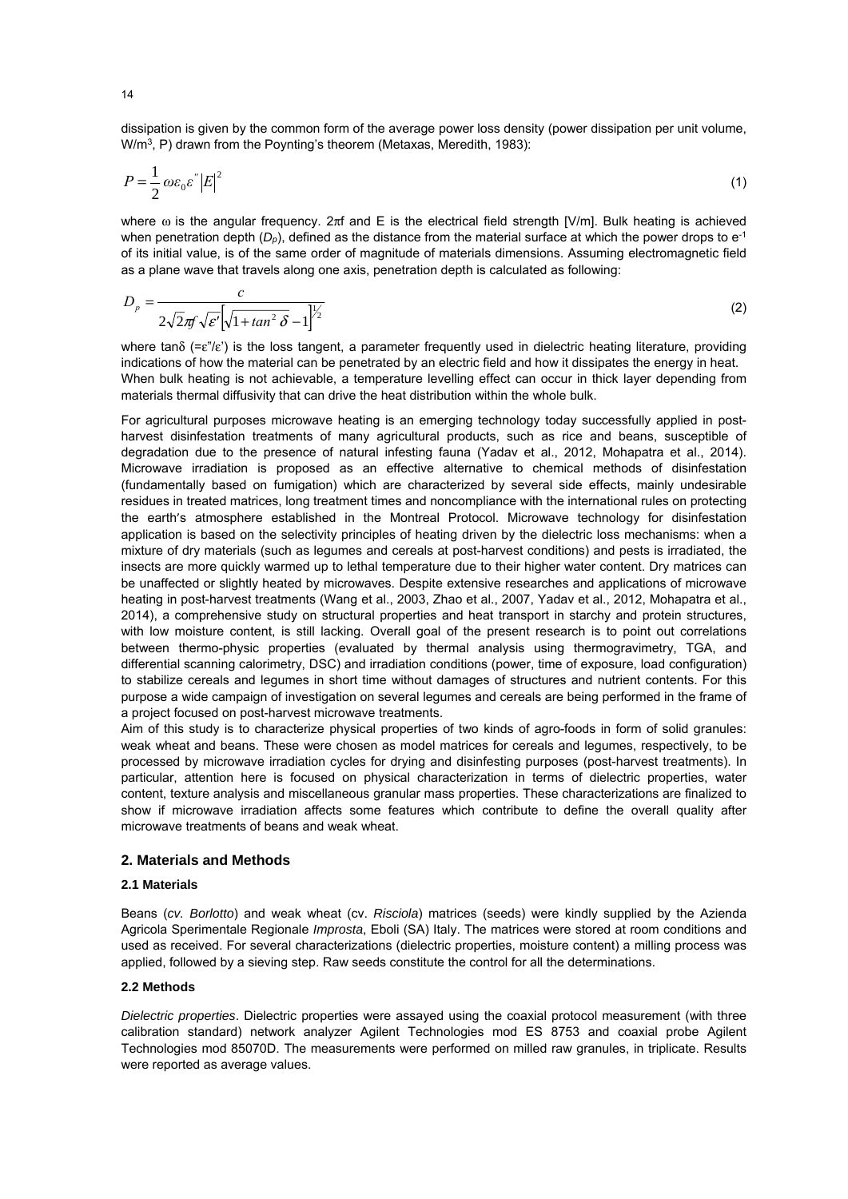dissipation is given by the common form of the average power loss density (power dissipation per unit volume, $W/m^3$, P) drawn from the Poynting's theorem (Metaxas, Meredith, 1983):

$$P = \frac{1}{2}\omega\varepsilon_0\varepsilon''|E|^2 \tag{1}$$

where $\omega$ is the angular frequency. $2\pi f$ and E is the electrical field strength [V/m]. Bulk heating is achieved when penetration depth ($D_p$), defined as the distance from the material surface at which the power drops to $e^{-1}$ of its initial value, is of the same order of magnitude of materials dimensions. Assuming electromagnetic field as a plane wave that travels along one axis, penetration depth is calculated as following:

$$D_p = \frac{c}{2\sqrt{2}\pi f\sqrt{\varepsilon'}\left[\sqrt{1+\tan^2\delta}-1\right]^{\frac{1}{2}}} \tag{2}$$

where $\tan\delta$ ($=\varepsilon''/\varepsilon'$) is the loss tangent, a parameter frequently used in dielectric heating literature, providing indications of how the material can be penetrated by an electric field and how it dissipates the energy in heat.
When bulk heating is not achievable, a temperature levelling effect can occur in thick layer depending from materials thermal diffusivity that can drive the heat distribution within the whole bulk.

For agricultural purposes microwave heating is an emerging technology today successfully applied in post-harvest disinfestation treatments of many agricultural products, such as rice and beans, susceptible of degradation due to the presence of natural infesting fauna (Yadav et al., 2012, Mohapatra et al., 2014). Microwave irradiation is proposed as an effective alternative to chemical methods of disinfestation (fundamentally based on fumigation) which are characterized by several side effects, mainly undesirable residues in treated matrices, long treatment times and noncompliance with the international rules on protecting the earth's atmosphere established in the Montreal Protocol. Microwave technology for disinfestation application is based on the selectivity principles of heating driven by the dielectric loss mechanisms: when a mixture of dry materials (such as legumes and cereals at post-harvest conditions) and pests is irradiated, the insects are more quickly warmed up to lethal temperature due to their higher water content. Dry matrices can be unaffected or slightly heated by microwaves. Despite extensive researches and applications of microwave heating in post-harvest treatments (Wang et al., 2003, Zhao et al., 2007, Yadav et al., 2012, Mohapatra et al., 2014), a comprehensive study on structural properties and heat transport in starchy and protein structures, with low moisture content, is still lacking. Overall goal of the present research is to point out correlations between thermo-physic properties (evaluated by thermal analysis using thermogravimetry, TGA, and differential scanning calorimetry, DSC) and irradiation conditions (power, time of exposure, load configuration) to stabilize cereals and legumes in short time without damages of structures and nutrient contents. For this purpose a wide campaign of investigation on several legumes and cereals are being performed in the frame of a project focused on post-harvest microwave treatments.
Aim of this study is to characterize physical properties of two kinds of agro-foods in form of solid granules: weak wheat and beans. These were chosen as model matrices for cereals and legumes, respectively, to be processed by microwave irradiation cycles for drying and disinfesting purposes (post-harvest treatments). In particular, attention here is focused on physical characterization in terms of dielectric properties, water content, texture analysis and miscellaneous granular mass properties. These characterizations are finalized to show if microwave irradiation affects some features which contribute to define the overall quality after microwave treatments of beans and weak wheat.

## 2. Materials and Methods

### 2.1 Materials

Beans (*cv. Borlotto*) and weak wheat (cv. *Risciola*) matrices (seeds) were kindly supplied by the Azienda Agricola Sperimentale Regionale *Improsta*, Eboli (SA) Italy. The matrices were stored at room conditions and used as received. For several characterizations (dielectric properties, moisture content) a milling process was applied, followed by a sieving step. Raw seeds constitute the control for all the determinations.

### 2.2 Methods

*Dielectric properties*. Dielectric properties were assayed using the coaxial protocol measurement (with three calibration standard) network analyzer Agilent Technologies mod ES 8753 and coaxial probe Agilent Technologies mod 85070D. The measurements were performed on milled raw granules, in triplicate. Results were reported as average values.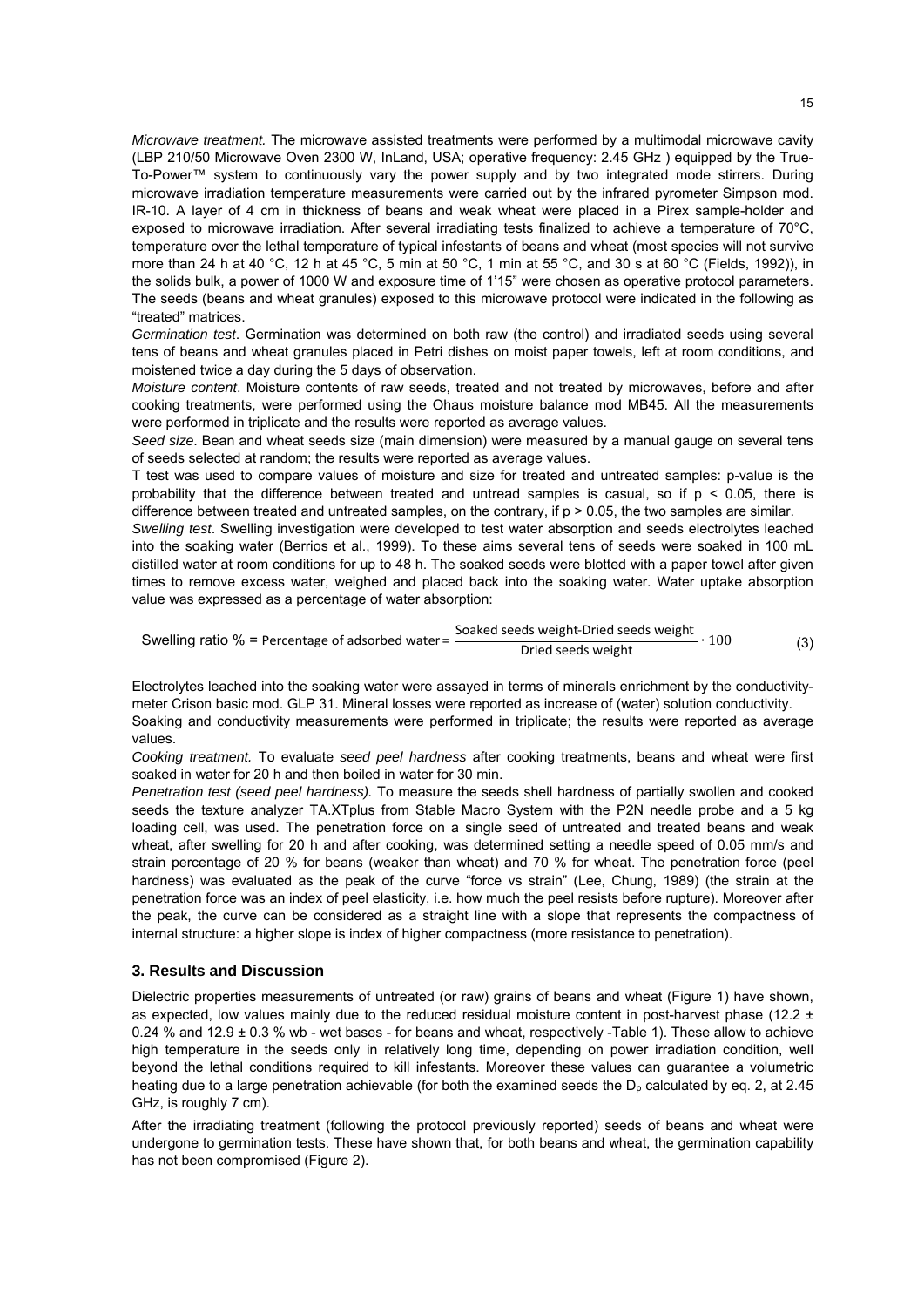*Microwave treatment.* The microwave assisted treatments were performed by a multimodal microwave cavity (LBP 210/50 Microwave Oven 2300 W, InLand, USA; operative frequency: 2.45 GHz ) equipped by the True-To-Power™ system to continuously vary the power supply and by two integrated mode stirrers. During microwave irradiation temperature measurements were carried out by the infrared pyrometer Simpson mod. IR-10. A layer of 4 cm in thickness of beans and weak wheat were placed in a Pirex sample-holder and exposed to microwave irradiation. After several irradiating tests finalized to achieve a temperature of 70°C, temperature over the lethal temperature of typical infestants of beans and wheat (most species will not survive more than 24 h at 40 °C, 12 h at 45 °C, 5 min at 50 °C, 1 min at 55 °C, and 30 s at 60 °C (Fields, 1992)), in the solids bulk, a power of 1000 W and exposure time of 1'15" were chosen as operative protocol parameters. The seeds (beans and wheat granules) exposed to this microwave protocol were indicated in the following as "treated" matrices.

*Germination test*. Germination was determined on both raw (the control) and irradiated seeds using several tens of beans and wheat granules placed in Petri dishes on moist paper towels, left at room conditions, and moistened twice a day during the 5 days of observation.

*Moisture content*. Moisture contents of raw seeds, treated and not treated by microwaves, before and after cooking treatments, were performed using the Ohaus moisture balance mod MB45. All the measurements were performed in triplicate and the results were reported as average values.

*Seed size*. Bean and wheat seeds size (main dimension) were measured by a manual gauge on several tens of seeds selected at random; the results were reported as average values.

T test was used to compare values of moisture and size for treated and untreated samples: p-value is the probability that the difference between treated and untreated samples is casual, so if $p < 0.05$, there is difference between treated and untreated samples, on the contrary, if $p > 0.05$, the two samples are similar.

*Swelling test*. Swelling investigation were developed to test water absorption and seeds electrolytes leached into the soaking water (Berrios et al., 1999). To these aims several tens of seeds were soaked in 100 mL distilled water at room conditions for up to 48 h. The soaked seeds were blotted with a paper towel after given times to remove excess water, weighed and placed back into the soaking water. Water uptake absorption value was expressed as a percentage of water absorption:

$$\text{Swelling ratio \%} = \text{Percentage of adsorbed water} = \frac{\text{Soaked seeds weight} - \text{Dried seeds weight}}{\text{Dried seeds weight}} \cdot 100 \tag{3}$$

Electrolytes leached into the soaking water were assayed in terms of minerals enrichment by the conductivity-meter Crison basic mod. GLP 31. Mineral losses were reported as increase of (water) solution conductivity. Soaking and conductivity measurements were performed in triplicate; the results were reported as average values.

*Cooking treatment.* To evaluate *seed peel hardness* after cooking treatments, beans and wheat were first soaked in water for 20 h and then boiled in water for 30 min.

*Penetration test (seed peel hardness).* To measure the seeds shell hardness of partially swollen and cooked seeds the texture analyzer TA.XTplus from Stable Macro System with the P2N needle probe and a 5 kg loading cell, was used. The penetration force on a single seed of untreated and treated beans and weak wheat, after swelling for 20 h and after cooking, was determined setting a needle speed of 0.05 mm/s and strain percentage of 20 % for beans (weaker than wheat) and 70 % for wheat. The penetration force (peel hardness) was evaluated as the peak of the curve "force vs strain" (Lee, Chung, 1989) (the strain at the penetration force was an index of peel elasticity, i.e. how much the peel resists before rupture). Moreover after the peak, the curve can be considered as a straight line with a slope that represents the compactness of internal structure: a higher slope is index of higher compactness (more resistance to penetration).

## 3. Results and Discussion

Dielectric properties measurements of untreated (or raw) grains of beans and wheat (Figure 1) have shown, as expected, low values mainly due to the reduced residual moisture content in post-harvest phase (12.2 ± 0.24 % and 12.9 ± 0.3 % wb - wet bases - for beans and wheat, respectively -Table 1). These allow to achieve high temperature in the seeds only in relatively long time, depending on power irradiation condition, well beyond the lethal conditions required to kill infestants. Moreover these values can guarantee a volumetric heating due to a large penetration achievable (for both the examined seeds the $D_p$ calculated by eq. 2, at 2.45 GHz, is roughly 7 cm).

After the irradiating treatment (following the protocol previously reported) seeds of beans and wheat were undergone to germination tests. These have shown that, for both beans and wheat, the germination capability has not been compromised (Figure 2).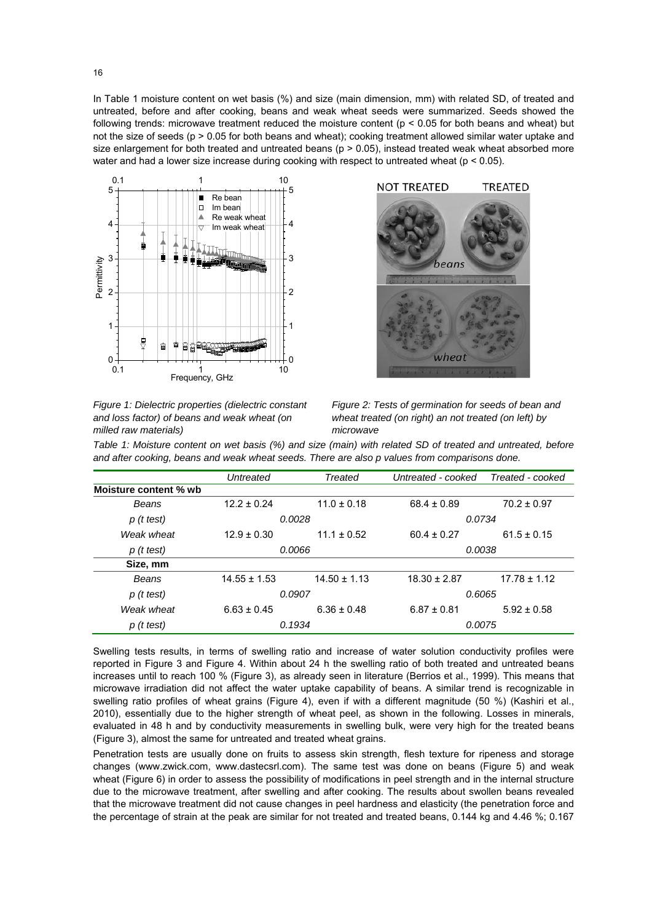In Table 1 moisture content on wet basis (%) and size (main dimension, mm) with related SD, of treated and untreated, before and after cooking, beans and weak wheat seeds were summarized. Seeds showed the following trends: microwave treatment reduced the moisture content ($p < 0.05$ for both beans and wheat) but not the size of seeds ($p > 0.05$ for both beans and wheat); cooking treatment allowed similar water uptake and size enlargement for both treated and untreated beans ($p > 0.05$), instead treated weak wheat absorbed more water and had a lower size increase during cooking with respect to untreated wheat ($p < 0.05$).

*Figure 1: Dielectric properties (dielectric constant and loss factor) of beans and weak wheat (on milled raw materials)*

*Figure 2: Tests of germination for seeds of bean and wheat treated (on right) an not treated (on left) by microwave*

*Table 1: Moisture content on wet basis (%) and size (main) with related SD of treated and untreated, before and after cooking, beans and weak wheat seeds. There are also p values from comparisons done.*

| | *Untreated* | *Treated* | *Untreated - cooked* | *Treated - cooked* |
|---|---|---|---|---|
| **Moisture content % wb** | | | | |
| *Beans* | 12.2 ± 0.24 | 11.0 ± 0.18 | 68.4 ± 0.89 | 70.2 ± 0.97 |
| *p (t test)* | *0.0028* | | *0.0734* | |
| *Weak wheat* | 12.9 ± 0.30 | 11.1 ± 0.52 | 60.4 ± 0.27 | 61.5 ± 0.15 |
| *p (t test)* | *0.0066* | | *0.0038* | |
| **Size, mm** | | | | |
| *Beans* | 14.55 ± 1.53 | 14.50 ± 1.13 | 18.30 ± 2.87 | 17.78 ± 1.12 |
| *p (t test)* | *0.0907* | | *0.6065* | |
| *Weak wheat* | 6.63 ± 0.45 | 6.36 ± 0.48 | 6.87 ± 0.81 | 5.92 ± 0.58 |
| *p (t test)* | *0.1934* | | *0.0075* | |

Swelling tests results, in terms of swelling ratio and increase of water solution conductivity profiles were reported in Figure 3 and Figure 4. Within about 24 h the swelling ratio of both treated and untreated beans increases until to reach 100 % (Figure 3), as already seen in literature (Berrios et al., 1999). This means that microwave irradiation did not affect the water uptake capability of beans. A similar trend is recognizable in swelling ratio profiles of wheat grains (Figure 4), even if with a different magnitude (50 %) (Kashiri et al., 2010), essentially due to the higher strength of wheat peel, as shown in the following. Losses in minerals, evaluated in 48 h and by conductivity measurements in swelling bulk, were very high for the treated beans (Figure 3), almost the same for untreated and treated wheat grains.

Penetration tests are usually done on fruits to assess skin strength, flesh texture for ripeness and storage changes (www.zwick.com, www.dastecsrl.com). The same test was done on beans (Figure 5) and weak wheat (Figure 6) in order to assess the possibility of modifications in peel strength and in the internal structure due to the microwave treatment, after swelling and after cooking. The results about swollen beans revealed that the microwave treatment did not cause changes in peel hardness and elasticity (the penetration force and the percentage of strain at the peak are similar for not treated and treated beans, 0.144 kg and 4.46 %; 0.167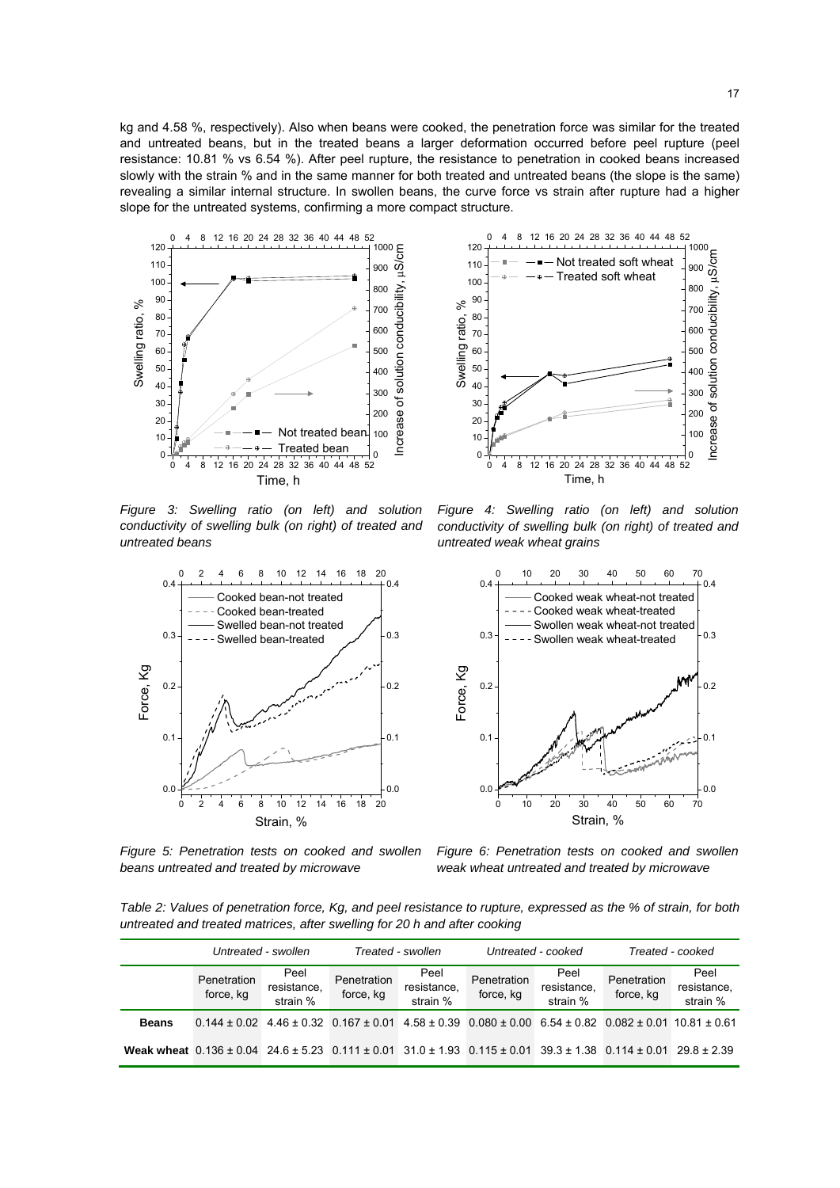kg and 4.58 %, respectively). Also when beans were cooked, the penetration force was similar for the treated and untreated beans, but in the treated beans a larger deformation occurred before peel rupture (peel resistance: 10.81 % vs 6.54 %). After peel rupture, the resistance to penetration in cooked beans increased slowly with the strain % and in the same manner for both treated and untreated beans (the slope is the same) revealing a similar internal structure. In swollen beans, the curve force vs strain after rupture had a higher slope for the untreated systems, confirming a more compact structure.

*Figure 3: Swelling ratio (on left) and solution conductivity of swelling bulk (on right) of treated and untreated beans*

*Figure 4: Swelling ratio (on left) and solution conductivity of swelling bulk (on right) of treated and untreated weak wheat grains*

*Figure 5: Penetration tests on cooked and swollen beans untreated and treated by microwave*

*Figure 6: Penetration tests on cooked and swollen weak wheat untreated and treated by microwave*

*Table 2: Values of penetration force, Kg, and peel resistance to rupture, expressed as the % of strain, for both untreated and treated matrices, after swelling for 20 h and after cooking*

| | *Untreated - swollen* | | *Treated - swollen* | | *Untreated - cooked* | | *Treated - cooked* | |
|---|---|---|---|---|---|---|---|---|
| | Penetration force, kg | Peel resistance, strain % | Penetration force, kg | Peel resistance, strain % | Penetration force, kg | Peel resistance, strain % | Penetration force, kg | Peel resistance, strain % |
| **Beans** | 0.144 ± 0.02 | 4.46 ± 0.32 | 0.167 ± 0.01 | 4.58 ± 0.39 | 0.080 ± 0.00 | 6.54 ± 0.82 | 0.082 ± 0.01 | 10.81 ± 0.61 |
| **Weak wheat** | 0.136 ± 0.04 | 24.6 ± 5.23 | 0.111 ± 0.01 | 31.0 ± 1.93 | 0.115 ± 0.01 | 39.3 ± 1.38 | 0.114 ± 0.01 | 29.8 ± 2.39 |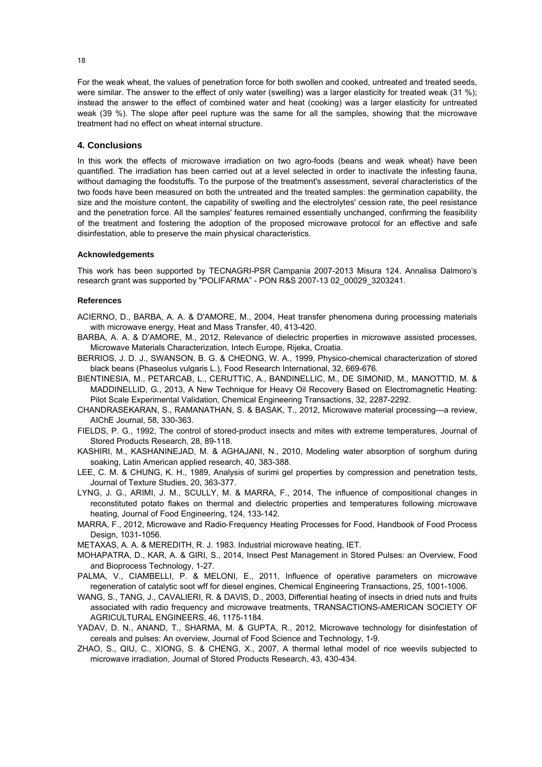For the weak wheat, the values of penetration force for both swollen and cooked, untreated and treated seeds, were similar. The answer to the effect of only water (swelling) was a larger elasticity for treated weak (31 %); instead the answer to the effect of combined water and heat (cooking) was a larger elasticity for untreated weak (39 %). The slope after peel rupture was the same for all the samples, showing that the microwave treatment had no effect on wheat internal structure.

## 4. Conclusions

In this work the effects of microwave irradiation on two agro-foods (beans and weak wheat) have been quantified. The irradiation has been carried out at a level selected in order to inactivate the infesting fauna, without damaging the foodstuffs. To the purpose of the treatment's assessment, several characteristics of the two foods have been measured on both the untreated and the treated samples: the germination capability, the size and the moisture content, the capability of swelling and the electrolytes' cession rate, the peel resistance and the penetration force. All the samples' features remained essentially unchanged, confirming the feasibility of the treatment and fostering the adoption of the proposed microwave protocol for an effective and safe disinfestation, able to preserve the main physical characteristics.

#### Acknowledgements

This work has been supported by TECNAGRI-PSR Campania 2007-2013 Misura 124. Annalisa Dalmoro's research grant was supported by "POLIFARMA" - PON R&S 2007-13 02_00029_3203241.

#### References

ACIERNO, D., BARBA, A. A. & D'AMORE, M., 2004, Heat transfer phenomena during processing materials with microwave energy, Heat and Mass Transfer, 40, 413-420.

BARBA, A. A. & D'AMORE, M., 2012, Relevance of dielectric properties in microwave assisted processes, Microwave Materials Characterization, Intech Europe, Rijeka, Croatia.

BERRIOS, J. D. J., SWANSON, B. G. & CHEONG, W. A., 1999, Physico-chemical characterization of stored black beans (Phaseolus vulgaris L.), Food Research International, 32, 669-676.

BIENTINESIA, M., PETARCAB, L., CERUTTIC, A., BANDINELLIC, M., DE SIMONID, M., MANOTTID, M. & MADDINELLID, G., 2013, A New Technique for Heavy Oil Recovery Based on Electromagnetic Heating: Pilot Scale Experimental Validation, Chemical Engineering Transactions, 32, 2287-2292.

CHANDRASEKARAN, S., RAMANATHAN, S. & BASAK, T., 2012, Microwave material processing—a review, AIChE Journal, 58, 330-363.

FIELDS, P. G., 1992, The control of stored-product insects and mites with extreme temperatures, Journal of Stored Products Research, 28, 89-118.

KASHIRI, M., KASHANINEJAD, M. & AGHAJANI, N., 2010, Modeling water absorption of sorghum during soaking, Latin American applied research, 40, 383-388.

LEE, C. M. & CHUNG, K. H., 1989, Analysis of surimi gel properties by compression and penetration tests, Journal of Texture Studies, 20, 363-377.

LYNG, J. G., ARIMI, J. M., SCULLY, M. & MARRA, F., 2014, The influence of compositional changes in reconstituted potato flakes on thermal and dielectric properties and temperatures following microwave heating, Journal of Food Engineering, 124, 133-142.

MARRA, F., 2012, Microwave and Radio-Frequency Heating Processes for Food, Handbook of Food Process Design, 1031-1056.

METAXAS, A. A. & MEREDITH, R. J. 1983. Industrial microwave heating, IET.

MOHAPATRA, D., KAR, A. & GIRI, S., 2014, Insect Pest Management in Stored Pulses: an Overview, Food and Bioprocess Technology, 1-27.

PALMA, V., CIAMBELLI, P. & MELONI, E., 2011, Influence of operative parameters on microwave regeneration of catalytic soot wff for diesel engines, Chemical Engineering Transactions, 25, 1001-1006.

WANG, S., TANG, J., CAVALIERI, R. & DAVIS, D., 2003, Differential heating of insects in dried nuts and fruits associated with radio frequency and microwave treatments, TRANSACTIONS-AMERICAN SOCIETY OF AGRICULTURAL ENGINEERS, 46, 1175-1184.

YADAV, D. N., ANAND, T., SHARMA, M. & GUPTA, R., 2012, Microwave technology for disinfestation of cereals and pulses: An overview, Journal of Food Science and Technology, 1-9.

ZHAO, S., QIU, C., XIONG, S. & CHENG, X., 2007, A thermal lethal model of rice weevils subjected to microwave irradiation, Journal of Stored Products Research, 43, 430-434.